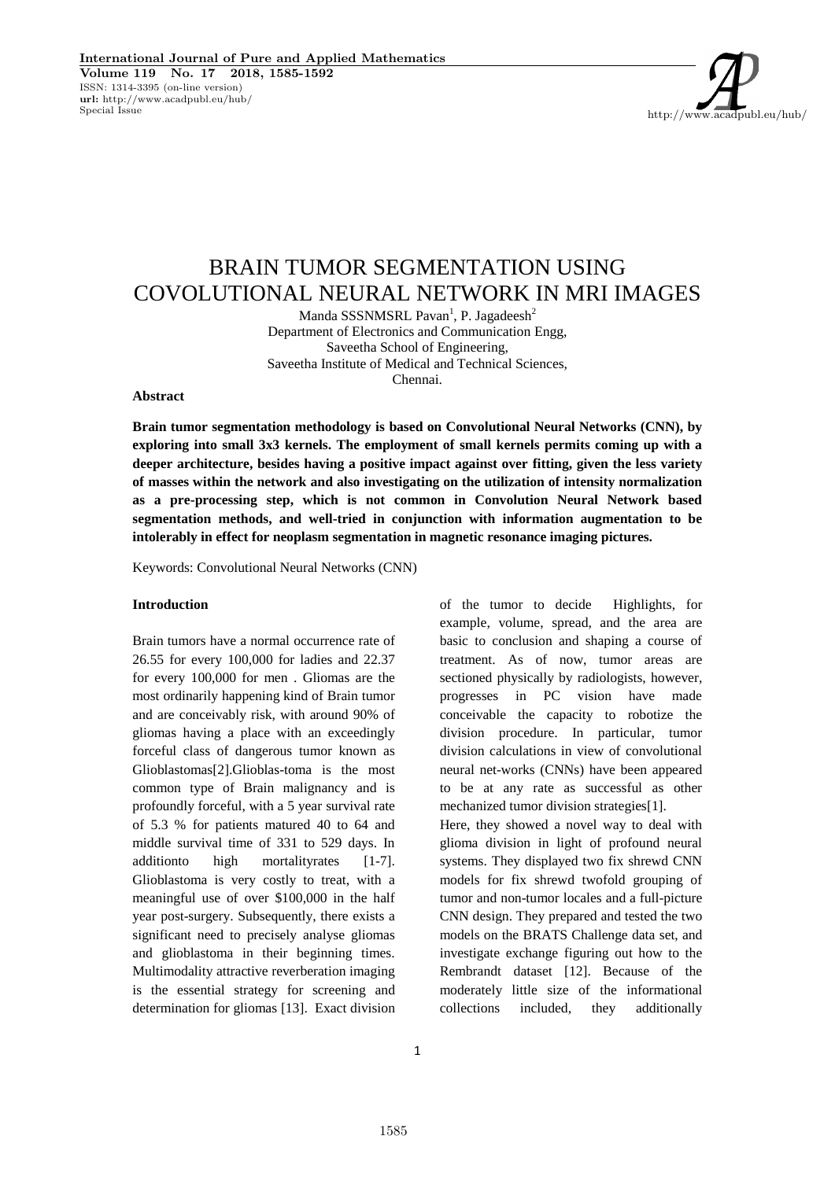# BRAIN TUMOR SEGMENTATION USING COVOLUTIONAL NEURAL NETWORK IN MRI IMAGES

Manda SSSNMSRL Pavan[1], P. Jagadeesh[2]

Department of Electronics and Communication Engg,
Saveetha School of Engineering,
Saveetha Institute of Medical and Technical Sciences,
Chennai.

**Abstract**

**Brain tumor segmentation methodology is based on Convolutional Neural Networks (CNN), by exploring into small 3x3 kernels. The employment of small kernels permits coming up with a deeper architecture, besides having a positive impact against over fitting, given the less variety of masses within the network and also investigating on the utilization of intensity normalization as a pre-processing step, which is not common in Convolution Neural Network based segmentation methods, and well-tried in conjunction with information augmentation to be intolerably in effect for neoplasm segmentation in magnetic resonance imaging pictures.**

Keywords: Convolutional Neural Networks (CNN)

**Introduction**

Brain tumors have a normal occurrence rate of 26.55 for every 100,000 for ladies and 22.37 for every 100,000 for men . Gliomas are the most ordinarily happening kind of Brain tumor and are conceivably risk, with around 90% of gliomas having a place with an exceedingly forceful class of dangerous tumor known as Glioblastomas[2].Glioblas-toma is the most common type of Brain malignancy and is profoundly forceful, with a 5 year survival rate of 5.3 % for patients matured 40 to 64 and middle survival time of 331 to 529 days. In additionto high mortalityrates [1-7]. Glioblastoma is very costly to treat, with a meaningful use of over $100,000 in the half year post-surgery. Subsequently, there exists a significant need to precisely analyse gliomas and glioblastoma in their beginning times. Multimodality attractive reverberation imaging is the essential strategy for screening and determination for gliomas [13]. Exact division of the tumor to decide Highlights, for example, volume, spread, and the area are basic to conclusion and shaping a course of treatment. As of now, tumor areas are sectioned physically by radiologists, however, progresses in PC vision have made conceivable the capacity to robotize the division procedure. In particular, tumor division calculations in view of convolutional neural net-works (CNNs) have been appeared to be at any rate as successful as other mechanized tumor division strategies[1].

Here, they showed a novel way to deal with glioma division in light of profound neural systems. They displayed two fix shrewd CNN models for fix shrewd twofold grouping of tumor and non-tumor locales and a full-picture CNN design. They prepared and tested the two models on the BRATS Challenge data set, and investigate exchange figuring out how to the Rembrandt dataset [12]. Because of the moderately little size of the informational collections included, they additionally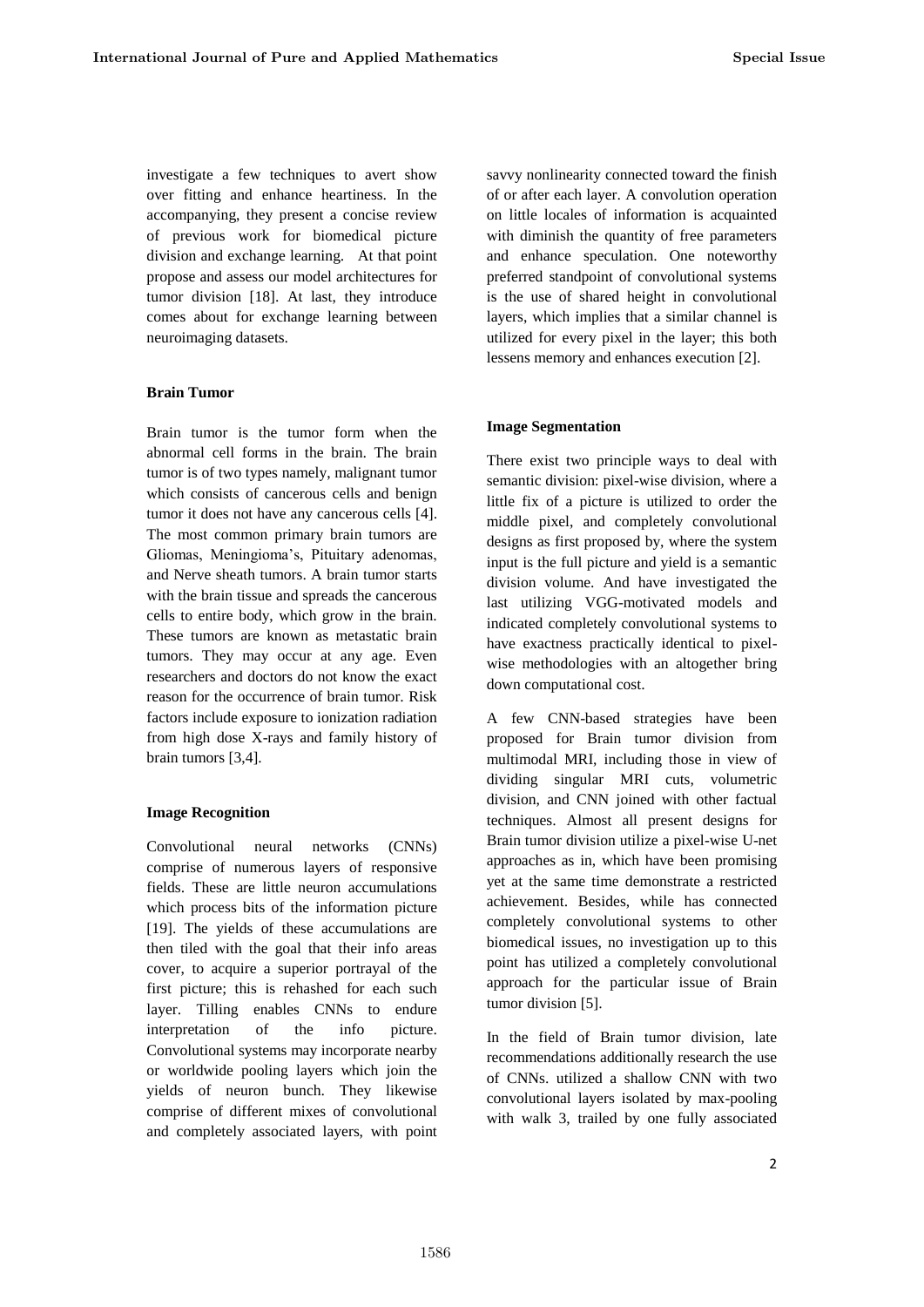investigate a few techniques to avert show over fitting and enhance heartiness. In the accompanying, they present a concise review of previous work for biomedical picture division and exchange learning. At that point propose and assess our model architectures for tumor division [18]. At last, they introduce comes about for exchange learning between neuroimaging datasets.

### Brain Tumor

Brain tumor is the tumor form when the abnormal cell forms in the brain. The brain tumor is of two types namely, malignant tumor which consists of cancerous cells and benign tumor it does not have any cancerous cells [4]. The most common primary brain tumors are Gliomas, Meningioma's, Pituitary adenomas, and Nerve sheath tumors. A brain tumor starts with the brain tissue and spreads the cancerous cells to entire body, which grow in the brain. These tumors are known as metastatic brain tumors. They may occur at any age. Even researchers and doctors do not know the exact reason for the occurrence of brain tumor. Risk factors include exposure to ionization radiation from high dose X-rays and family history of brain tumors [3,4].

### Image Recognition

Convolutional neural networks (CNNs) comprise of numerous layers of responsive fields. These are little neuron accumulations which process bits of the information picture [19]. The yields of these accumulations are then tiled with the goal that their info areas cover, to acquire a superior portrayal of the first picture; this is rehashed for each such layer. Tilling enables CNNs to endure interpretation of the info picture. Convolutional systems may incorporate nearby or worldwide pooling layers which join the yields of neuron bunch. They likewise comprise of different mixes of convolutional and completely associated layers, with point savvy nonlinearity connected toward the finish of or after each layer. A convolution operation on little locales of information is acquainted with diminish the quantity of free parameters and enhance speculation. One noteworthy preferred standpoint of convolutional systems is the use of shared height in convolutional layers, which implies that a similar channel is utilized for every pixel in the layer; this both lessens memory and enhances execution [2].

### Image Segmentation

There exist two principle ways to deal with semantic division: pixel-wise division, where a little fix of a picture is utilized to order the middle pixel, and completely convolutional designs as first proposed by, where the system input is the full picture and yield is a semantic division volume. And have investigated the last utilizing VGG-motivated models and indicated completely convolutional systems to have exactness practically identical to pixel-wise methodologies with an altogether bring down computational cost.

A few CNN-based strategies have been proposed for Brain tumor division from multimodal MRI, including those in view of dividing singular MRI cuts, volumetric division, and CNN joined with other factual techniques. Almost all present designs for Brain tumor division utilize a pixel-wise U-net approaches as in, which have been promising yet at the same time demonstrate a restricted achievement. Besides, while has connected completely convolutional systems to other biomedical issues, no investigation up to this point has utilized a completely convolutional approach for the particular issue of Brain tumor division [5].

In the field of Brain tumor division, late recommendations additionally research the use of CNNs. utilized a shallow CNN with two convolutional layers isolated by max-pooling with walk 3, trailed by one fully associated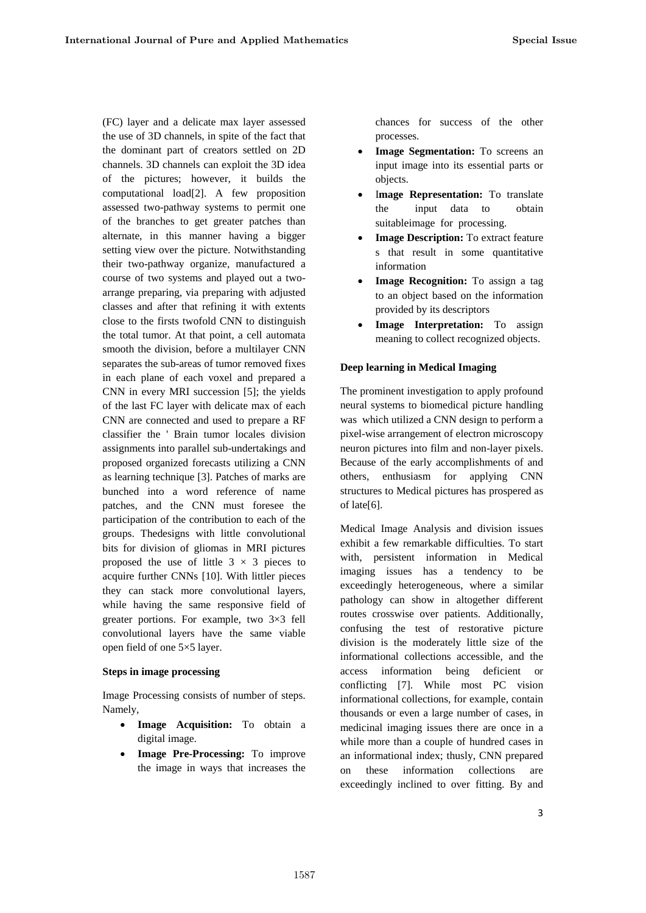(FC) layer and a delicate max layer assessed the use of 3D channels, in spite of the fact that the dominant part of creators settled on 2D channels. 3D channels can exploit the 3D idea of the pictures; however, it builds the computational load[2]. A few proposition assessed two-pathway systems to permit one of the branches to get greater patches than alternate, in this manner having a bigger setting view over the picture. Notwithstanding their two-pathway organize, manufactured a course of two systems and played out a two-arrange preparing, via preparing with adjusted classes and after that refining it with extents close to the firsts twofold CNN to distinguish the total tumor. At that point, a cell automata smooth the division, before a multilayer CNN separates the sub-areas of tumor removed fixes in each plane of each voxel and prepared a CNN in every MRI succession [5]; the yields of the last FC layer with delicate max of each CNN are connected and used to prepare a RF classifier the ' Brain tumor locales division assignments into parallel sub-undertakings and proposed organized forecasts utilizing a CNN as learning technique [3]. Patches of marks are bunched into a word reference of name patches, and the CNN must foresee the participation of the contribution to each of the groups. Thedesigns with little convolutional bits for division of gliomas in MRI pictures proposed the use of little 3 × 3 pieces to acquire further CNNs [10]. With littler pieces they can stack more convolutional layers, while having the same responsive field of greater portions. For example, two 3×3 fell convolutional layers have the same viable open field of one 5×5 layer.

**Steps in image processing**

Image Processing consists of number of steps. Namely,

- **Image Acquisition:** To obtain a digital image.
- **Image Pre-Processing:** To improve the image in ways that increases the chances for success of the other processes.
- **Image Segmentation:** To screens an input image into its essential parts or objects.
- **Image Representation:** To translate the input data to obtain suitableimage for processing.
- **Image Description:** To extract feature s that result in some quantitative information
- **Image Recognition:** To assign a tag to an object based on the information provided by its descriptors
- **Image Interpretation:** To assign meaning to collect recognized objects.

**Deep learning in Medical Imaging**

The prominent investigation to apply profound neural systems to biomedical picture handling was which utilized a CNN design to perform a pixel-wise arrangement of electron microscopy neuron pictures into film and non-layer pixels. Because of the early accomplishments of and others, enthusiasm for applying CNN structures to Medical pictures has prospered as of late[6].

Medical Image Analysis and division issues exhibit a few remarkable difficulties. To start with, persistent information in Medical imaging issues has a tendency to be exceedingly heterogeneous, where a similar pathology can show in altogether different routes crosswise over patients. Additionally, confusing the test of restorative picture division is the moderately little size of the informational collections accessible, and the access information being deficient or conflicting [7]. While most PC vision informational collections, for example, contain thousands or even a large number of cases, in medicinal imaging issues there are once in a while more than a couple of hundred cases in an informational index; thusly, CNN prepared on these information collections are exceedingly inclined to over fitting. By and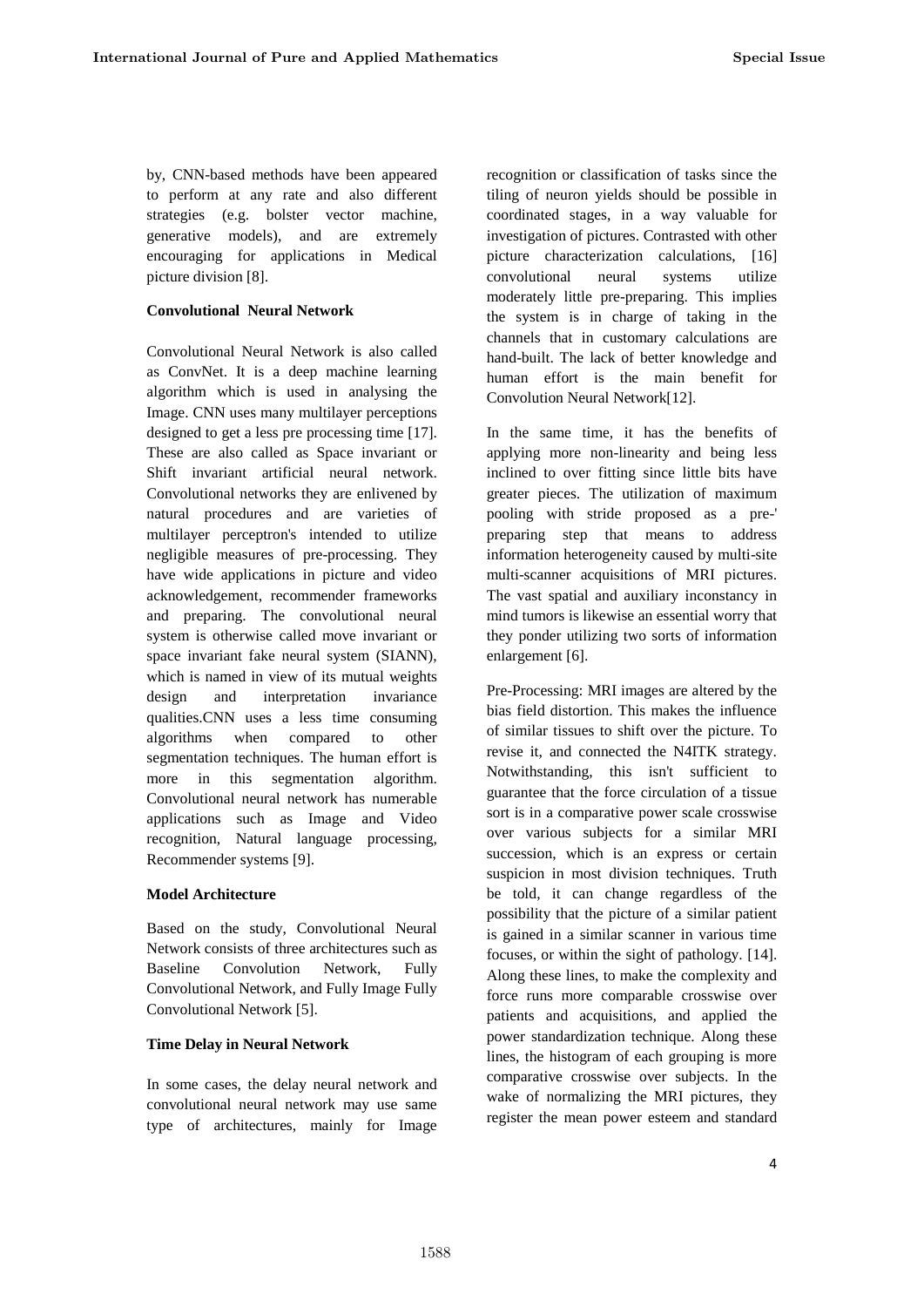by, CNN-based methods have been appeared to perform at any rate and also different strategies (e.g. bolster vector machine, generative models), and are extremely encouraging for applications in Medical picture division [8].

**Convolutional Neural Network**

Convolutional Neural Network is also called as ConvNet. It is a deep machine learning algorithm which is used in analysing the Image. CNN uses many multilayer perceptions designed to get a less pre processing time [17]. These are also called as Space invariant or Shift invariant artificial neural network. Convolutional networks they are enlivened by natural procedures and are varieties of multilayer perceptron's intended to utilize negligible measures of pre-processing. They have wide applications in picture and video acknowledgement, recommender frameworks and preparing. The convolutional neural system is otherwise called move invariant or space invariant fake neural system (SIANN), which is named in view of its mutual weights design and interpretation invariance qualities.CNN uses a less time consuming algorithms when compared to other segmentation techniques. The human effort is more in this segmentation algorithm. Convolutional neural network has numerable applications such as Image and Video recognition, Natural language processing, Recommender systems [9].

**Model Architecture**

Based on the study, Convolutional Neural Network consists of three architectures such as Baseline Convolution Network, Fully Convolutional Network, and Fully Image Fully Convolutional Network [5].

**Time Delay in Neural Network**

In some cases, the delay neural network and convolutional neural network may use same type of architectures, mainly for Image recognition or classification of tasks since the tiling of neuron yields should be possible in coordinated stages, in a way valuable for investigation of pictures. Contrasted with other picture characterization calculations, [16] convolutional neural systems utilize moderately little pre-preparing. This implies the system is in charge of taking in the channels that in customary calculations are hand-built. The lack of better knowledge and human effort is the main benefit for Convolution Neural Network[12].

In the same time, it has the benefits of applying more non-linearity and being less inclined to over fitting since little bits have greater pieces. The utilization of maximum pooling with stride proposed as a pre-' preparing step that means to address information heterogeneity caused by multi-site multi-scanner acquisitions of MRI pictures. The vast spatial and auxiliary inconstancy in mind tumors is likewise an essential worry that they ponder utilizing two sorts of information enlargement [6].

Pre-Processing: MRI images are altered by the bias field distortion. This makes the influence of similar tissues to shift over the picture. To revise it, and connected the N4ITK strategy. Notwithstanding, this isn't sufficient to guarantee that the force circulation of a tissue sort is in a comparative power scale crosswise over various subjects for a similar MRI succession, which is an express or certain suspicion in most division techniques. Truth be told, it can change regardless of the possibility that the picture of a similar patient is gained in a similar scanner in various time focuses, or within the sight of pathology. [14]. Along these lines, to make the complexity and force runs more comparable crosswise over patients and acquisitions, and applied the power standardization technique. Along these lines, the histogram of each grouping is more comparative crosswise over subjects. In the wake of normalizing the MRI pictures, they register the mean power esteem and standard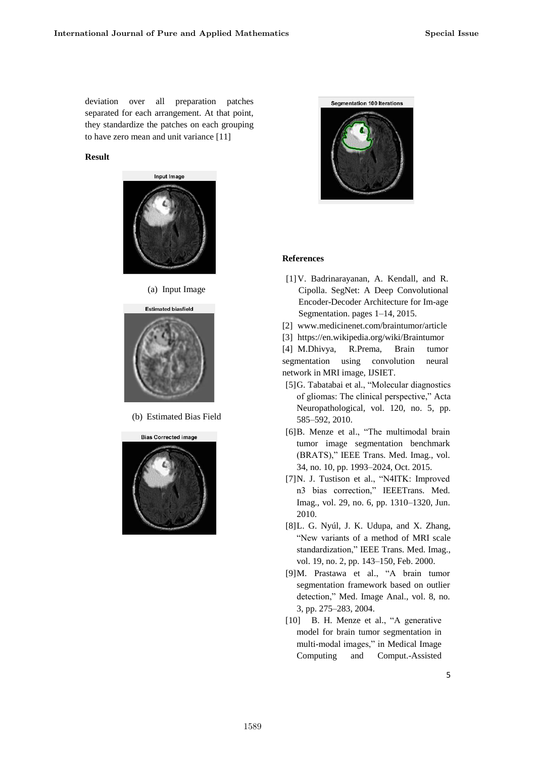deviation over all preparation patches separated for each arrangement. At that point, they standardize the patches on each grouping to have zero mean and unit variance [11]

**Result**

(a) Input Image

(b) Estimated Bias Field

**References**

[1] V. Badrinarayanan, A. Kendall, and R. Cipolla. SegNet: A Deep Convolutional Encoder-Decoder Architecture for Im-age Segmentation. pages 1–14, 2015.

[2] www.medicinenet.com/braintumor/article

[3] https://en.wikipedia.org/wiki/Braintumor

[4] M.Dhivya, R.Prema, Brain tumor segmentation using convolution neural network in MRI image, IJSIET.

[5] G. Tabatabai et al., "Molecular diagnostics of gliomas: The clinical perspective," Acta Neuropathological, vol. 120, no. 5, pp. 585–592, 2010.

[6] B. Menze et al., "The multimodal brain tumor image segmentation benchmark (BRATS)," IEEE Trans. Med. Imag., vol. 34, no. 10, pp. 1993–2024, Oct. 2015.

[7] N. J. Tustison et al., "N4ITK: Improved n3 bias correction," IEEETrans. Med. Imag., vol. 29, no. 6, pp. 1310–1320, Jun. 2010.

[8] L. G. Nyúl, J. K. Udupa, and X. Zhang, "New variants of a method of MRI scale standardization," IEEE Trans. Med. Imag., vol. 19, no. 2, pp. 143–150, Feb. 2000.

[9] M. Prastawa et al., "A brain tumor segmentation framework based on outlier detection," Med. Image Anal., vol. 8, no. 3, pp. 275–283, 2004.

[10] B. H. Menze et al., "A generative model for brain tumor segmentation in multi-modal images," in Medical Image Computing and Comput.-Assisted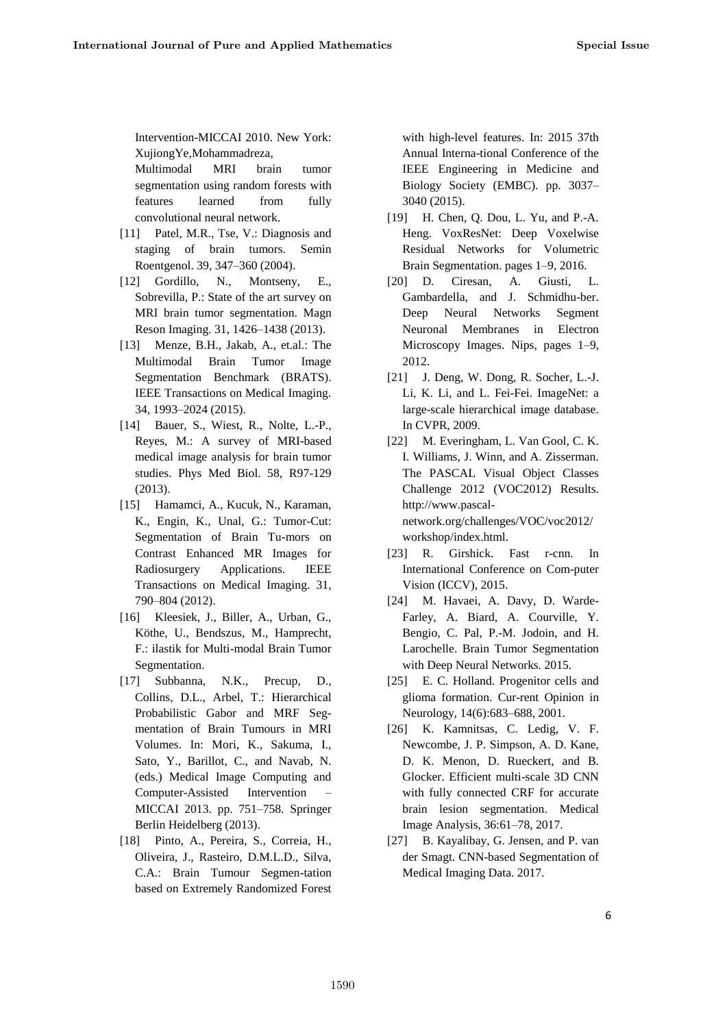Intervention-MICCAI 2010. New York: XujiongYe,Mohammadreza, Multimodal MRI brain tumor segmentation using random forests with features learned from fully convolutional neural network.

[11] Patel, M.R., Tse, V.: Diagnosis and staging of brain tumors. Semin Roentgenol. 39, 347–360 (2004).

[12] Gordillo, N., Montseny, E., Sobrevilla, P.: State of the art survey on MRI brain tumor segmentation. Magn Reson Imaging. 31, 1426–1438 (2013).

[13] Menze, B.H., Jakab, A., et.al.: The Multimodal Brain Tumor Image Segmentation Benchmark (BRATS). IEEE Transactions on Medical Imaging. 34, 1993–2024 (2015).

[14] Bauer, S., Wiest, R., Nolte, L.-P., Reyes, M.: A survey of MRI-based medical image analysis for brain tumor studies. Phys Med Biol. 58, R97-129 (2013).

[15] Hamamci, A., Kucuk, N., Karaman, K., Engin, K., Unal, G.: Tumor-Cut: Segmentation of Brain Tu-mors on Contrast Enhanced MR Images for Radiosurgery Applications. IEEE Transactions on Medical Imaging. 31, 790–804 (2012).

[16] Kleesiek, J., Biller, A., Urban, G., Köthe, U., Bendszus, M., Hamprecht, F.: ilastik for Multi-modal Brain Tumor Segmentation.

[17] Subbanna, N.K., Precup, D., Collins, D.L., Arbel, T.: Hierarchical Probabilistic Gabor and MRF Seg-mentation of Brain Tumours in MRI Volumes. In: Mori, K., Sakuma, I., Sato, Y., Barillot, C., and Navab, N. (eds.) Medical Image Computing and Computer-Assisted Intervention – MICCAI 2013. pp. 751–758. Springer Berlin Heidelberg (2013).

[18] Pinto, A., Pereira, S., Correia, H., Oliveira, J., Rasteiro, D.M.L.D., Silva, C.A.: Brain Tumour Segmen-tation based on Extremely Randomized Forest with high-level features. In: 2015 37th Annual Interna-tional Conference of the IEEE Engineering in Medicine and Biology Society (EMBC). pp. 3037–3040 (2015).

[19] H. Chen, Q. Dou, L. Yu, and P.-A. Heng. VoxResNet: Deep Voxelwise Residual Networks for Volumetric Brain Segmentation. pages 1–9, 2016.

[20] D. Ciresan, A. Giusti, L. Gambardella, and J. Schmidhu-ber. Deep Neural Networks Segment Neuronal Membranes in Electron Microscopy Images. Nips, pages 1–9, 2012.

[21] J. Deng, W. Dong, R. Socher, L.-J. Li, K. Li, and L. Fei-Fei. ImageNet: a large-scale hierarchical image database. In CVPR, 2009.

[22] M. Everingham, L. Van Gool, C. K. I. Williams, J. Winn, and A. Zisserman. The PASCAL Visual Object Classes Challenge 2012 (VOC2012) Results. http://www.pascal-network.org/challenges/VOC/voc2012/workshop/index.html.

[23] R. Girshick. Fast r-cnn. In International Conference on Com-puter Vision (ICCV), 2015.

[24] M. Havaei, A. Davy, D. Warde-Farley, A. Biard, A. Courville, Y. Bengio, C. Pal, P.-M. Jodoin, and H. Larochelle. Brain Tumor Segmentation with Deep Neural Networks. 2015.

[25] E. C. Holland. Progenitor cells and glioma formation. Cur-rent Opinion in Neurology, 14(6):683–688, 2001.

[26] K. Kamnitsas, C. Ledig, V. F. Newcombe, J. P. Simpson, A. D. Kane, D. K. Menon, D. Rueckert, and B. Glocker. Efficient multi-scale 3D CNN with fully connected CRF for accurate brain lesion segmentation. Medical Image Analysis, 36:61–78, 2017.

[27] B. Kayalibay, G. Jensen, and P. van der Smagt. CNN-based Segmentation of Medical Imaging Data. 2017.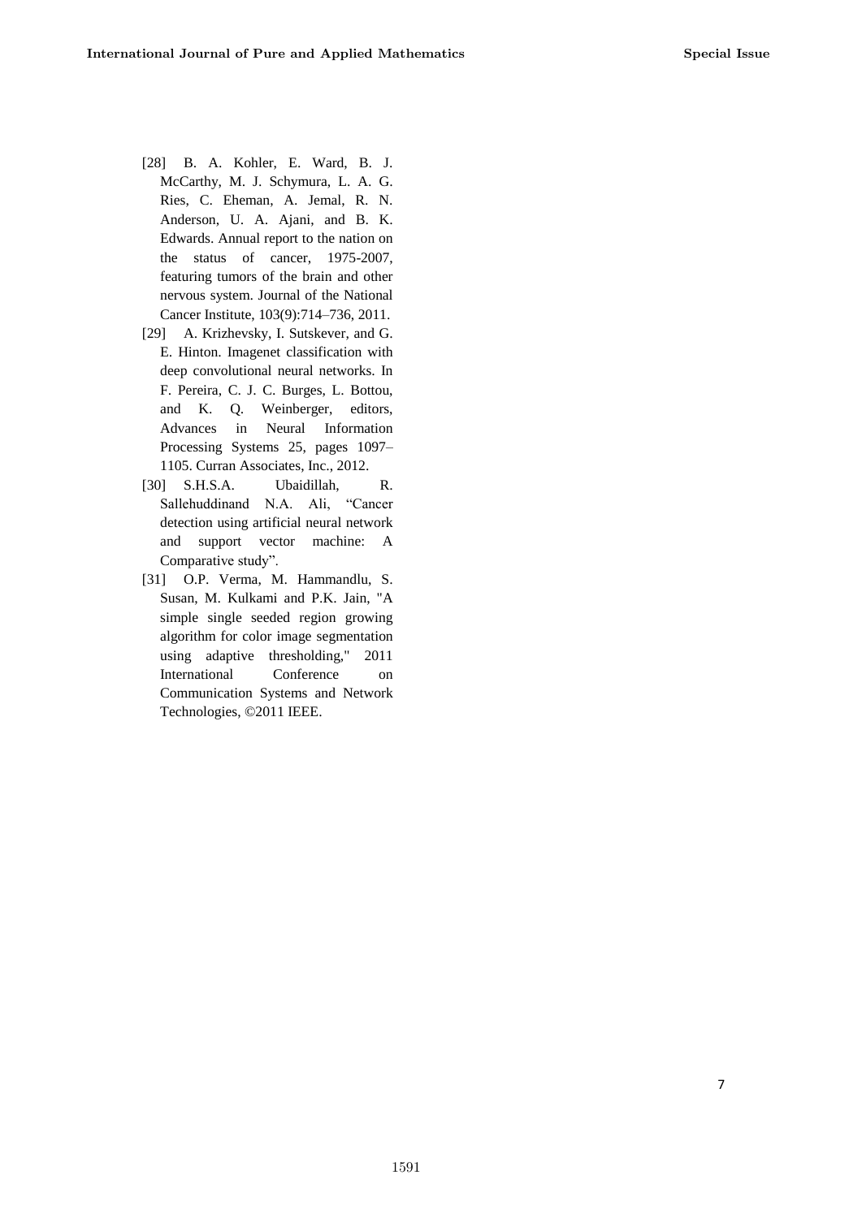[28] B. A. Kohler, E. Ward, B. J. McCarthy, M. J. Schymura, L. A. G. Ries, C. Eheman, A. Jemal, R. N. Anderson, U. A. Ajani, and B. K. Edwards. Annual report to the nation on the status of cancer, 1975-2007, featuring tumors of the brain and other nervous system. Journal of the National Cancer Institute, 103(9):714–736, 2011.

[29] A. Krizhevsky, I. Sutskever, and G. E. Hinton. Imagenet classification with deep convolutional neural networks. In F. Pereira, C. J. C. Burges, L. Bottou, and K. Q. Weinberger, editors, Advances in Neural Information Processing Systems 25, pages 1097–1105. Curran Associates, Inc., 2012.

[30] S.H.S.A. Ubaidillah, R. Sallehuddinand N.A. Ali, "Cancer detection using artificial neural network and support vector machine: A Comparative study".

[31] O.P. Verma, M. Hammandlu, S. Susan, M. Kulkami and P.K. Jain, "A simple single seeded region growing algorithm for color image segmentation using adaptive thresholding," 2011 International Conference on Communication Systems and Network Technologies, ©2011 IEEE.